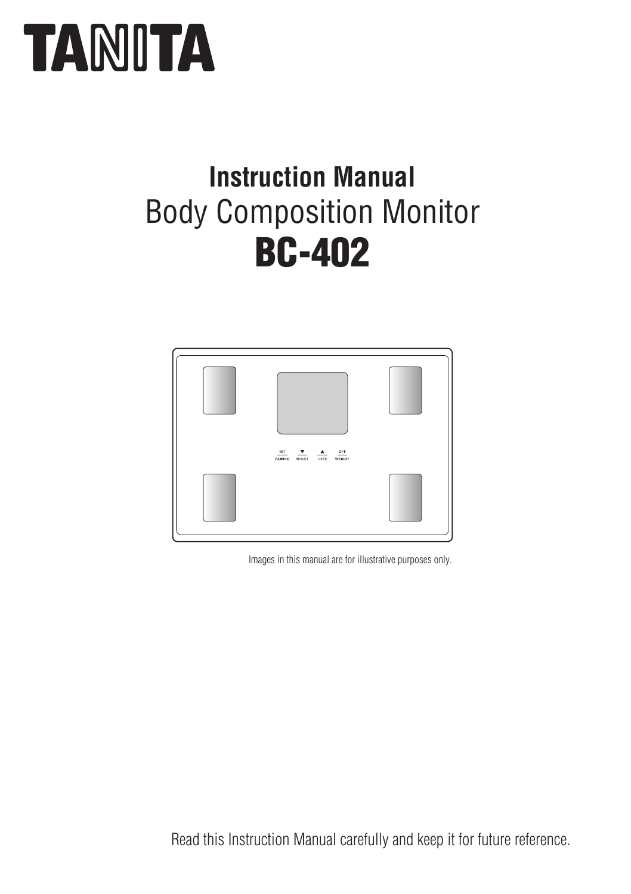# TANITA

## Instruction Manual

Body Composition Monitor

# BC-402

SET PAIRING ▼ RESULT ▲ USER OFF WEIGHT

Images in this manual are for illustrative purposes only.

Read this Instruction Manual carefully and keep it for future reference.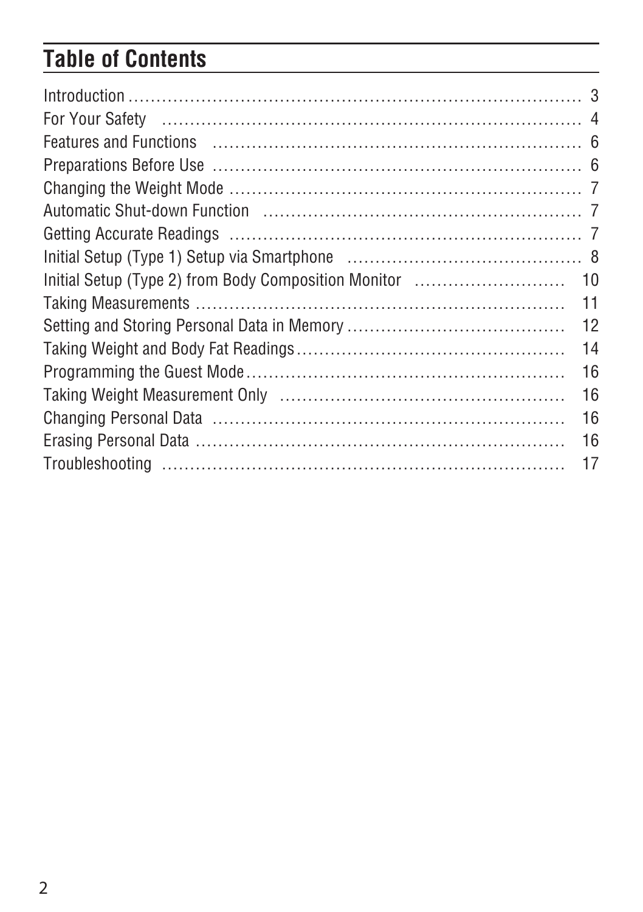# Table of Contents

| | |
|---|---|
| Introduction | 3 |
| For Your Safety | 4 |
| Features and Functions | 6 |
| Preparations Before Use | 6 |
| Changing the Weight Mode | 7 |
| Automatic Shut-down Function | 7 |
| Getting Accurate Readings | 7 |
| Initial Setup (Type 1) Setup via Smartphone | 8 |
| Initial Setup (Type 2) from Body Composition Monitor | 10 |
| Taking Measurements | 11 |
| Setting and Storing Personal Data in Memory | 12 |
| Taking Weight and Body Fat Readings | 14 |
| Programming the Guest Mode | 16 |
| Taking Weight Measurement Only | 16 |
| Changing Personal Data | 16 |
| Erasing Personal Data | 16 |
| Troubleshooting | 17 |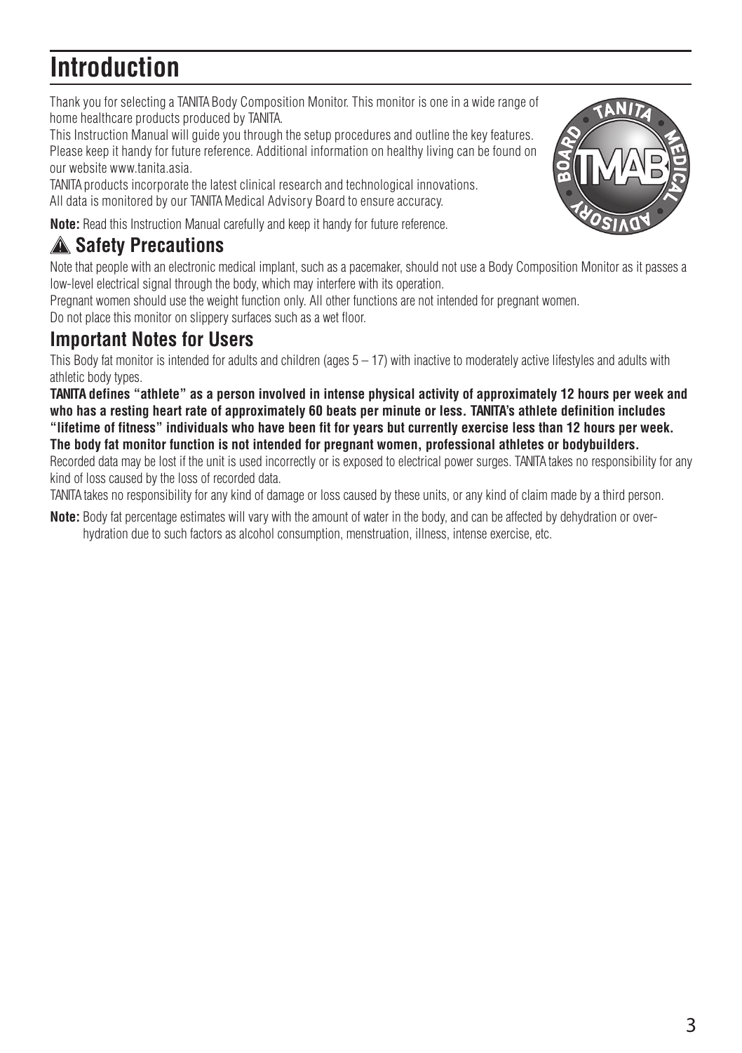# Introduction

Thank you for selecting a TANITA Body Composition Monitor. This monitor is one in a wide range of home healthcare products produced by TANITA.

This Instruction Manual will guide you through the setup procedures and outline the key features. Please keep it handy for future reference. Additional information on healthy living can be found on our website www.tanita.asia.

TANITA products incorporate the latest clinical research and technological innovations.
All data is monitored by our TANITA Medical Advisory Board to ensure accuracy.

**Note:** Read this Instruction Manual carefully and keep it handy for future reference.

## ⚠ Safety Precautions

Note that people with an electronic medical implant, such as a pacemaker, should not use a Body Composition Monitor as it passes a low-level electrical signal through the body, which may interfere with its operation.

Pregnant women should use the weight function only. All other functions are not intended for pregnant women.

Do not place this monitor on slippery surfaces such as a wet floor.

## Important Notes for Users

This Body fat monitor is intended for adults and children (ages 5 – 17) with inactive to moderately active lifestyles and adults with athletic body types.

**TANITA defines "athlete" as a person involved in intense physical activity of approximately 12 hours per week and who has a resting heart rate of approximately 60 beats per minute or less. TANITA's athlete definition includes "lifetime of fitness" individuals who have been fit for years but currently exercise less than 12 hours per week. The body fat monitor function is not intended for pregnant women, professional athletes or bodybuilders.**

Recorded data may be lost if the unit is used incorrectly or is exposed to electrical power surges. TANITA takes no responsibility for any kind of loss caused by the loss of recorded data.

TANITA takes no responsibility for any kind of damage or loss caused by these units, or any kind of claim made by a third person.

**Note:** Body fat percentage estimates will vary with the amount of water in the body, and can be affected by dehydration or over-hydration due to such factors as alcohol consumption, menstruation, illness, intense exercise, etc.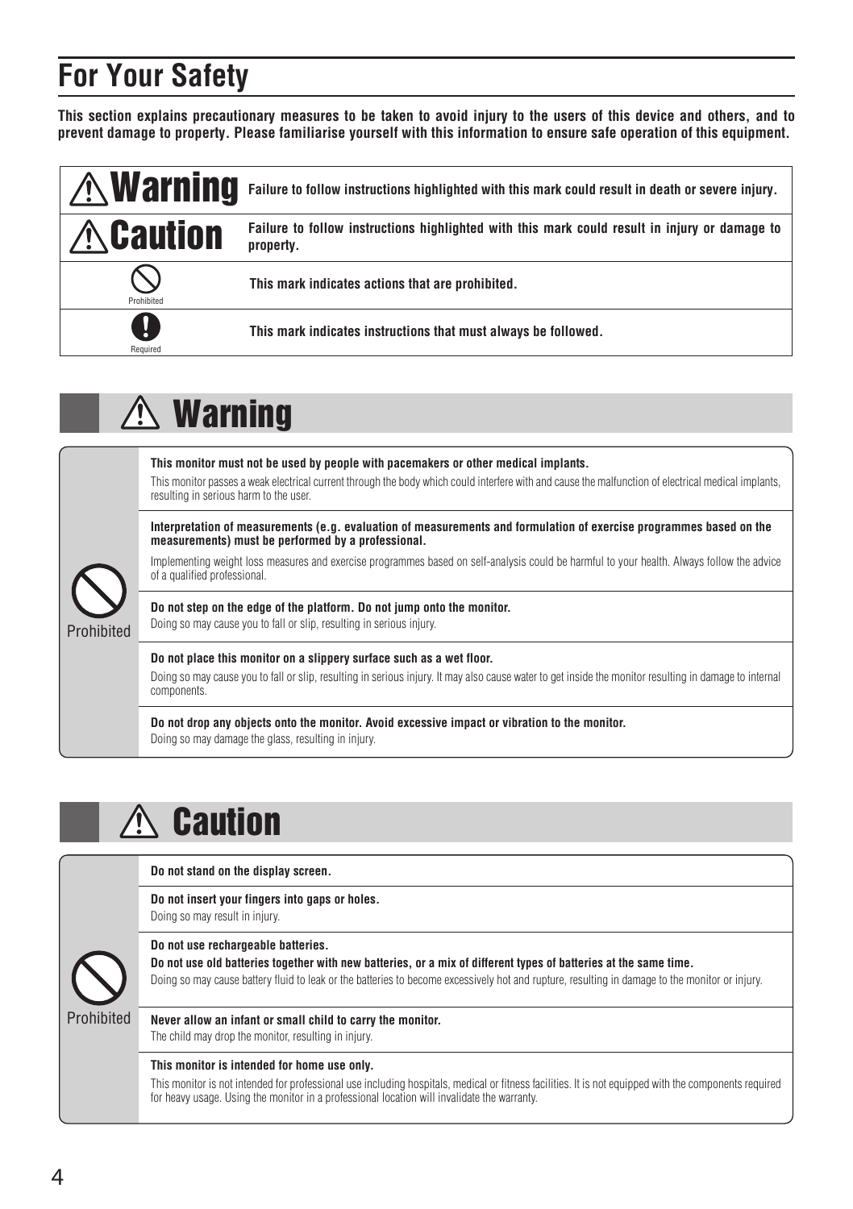# For Your Safety

**This section explains precautionary measures to be taken to avoid injury to the users of this device and others, and to prevent damage to property. Please familiarise yourself with this information to ensure safe operation of this equipment.**

| | |
|---|---|
| ⚠ **Warning** | **Failure to follow instructions highlighted with this mark could result in death or severe injury.** |
| ⚠ **Caution** | **Failure to follow instructions highlighted with this mark could result in injury or damage to property.** |
| Prohibited | **This mark indicates actions that are prohibited.** |
| Required | **This mark indicates instructions that must always be followed.** |

## ⚠ Warning

Prohibited

**This monitor must not be used by people with pacemakers or other medical implants.**
This monitor passes a weak electrical current through the body which could interfere with and cause the malfunction of electrical medical implants, resulting in serious harm to the user.

**Interpretation of measurements (e.g. evaluation of measurements and formulation of exercise programmes based on the measurements) must be performed by a professional.**
Implementing weight loss measures and exercise programmes based on self-analysis could be harmful to your health. Always follow the advice of a qualified professional.

**Do not step on the edge of the platform. Do not jump onto the monitor.**
Doing so may cause you to fall or slip, resulting in serious injury.

**Do not place this monitor on a slippery surface such as a wet floor.**
Doing so may cause you to fall or slip, resulting in serious injury. It may also cause water to get inside the monitor resulting in damage to internal components.

**Do not drop any objects onto the monitor. Avoid excessive impact or vibration to the monitor.**
Doing so may damage the glass, resulting in injury.

## ⚠ Caution

Prohibited

**Do not stand on the display screen.**

**Do not insert your fingers into gaps or holes.**
Doing so may result in injury.

**Do not use rechargeable batteries.**
**Do not use old batteries together with new batteries, or a mix of different types of batteries at the same time.**
Doing so may cause battery fluid to leak or the batteries to become excessively hot and rupture, resulting in damage to the monitor or injury.

**Never allow an infant or small child to carry the monitor.**
The child may drop the monitor, resulting in injury.

**This monitor is intended for home use only.**
This monitor is not intended for professional use including hospitals, medical or fitness facilities. It is not equipped with the components required for heavy usage. Using the monitor in a professional location will invalidate the warranty.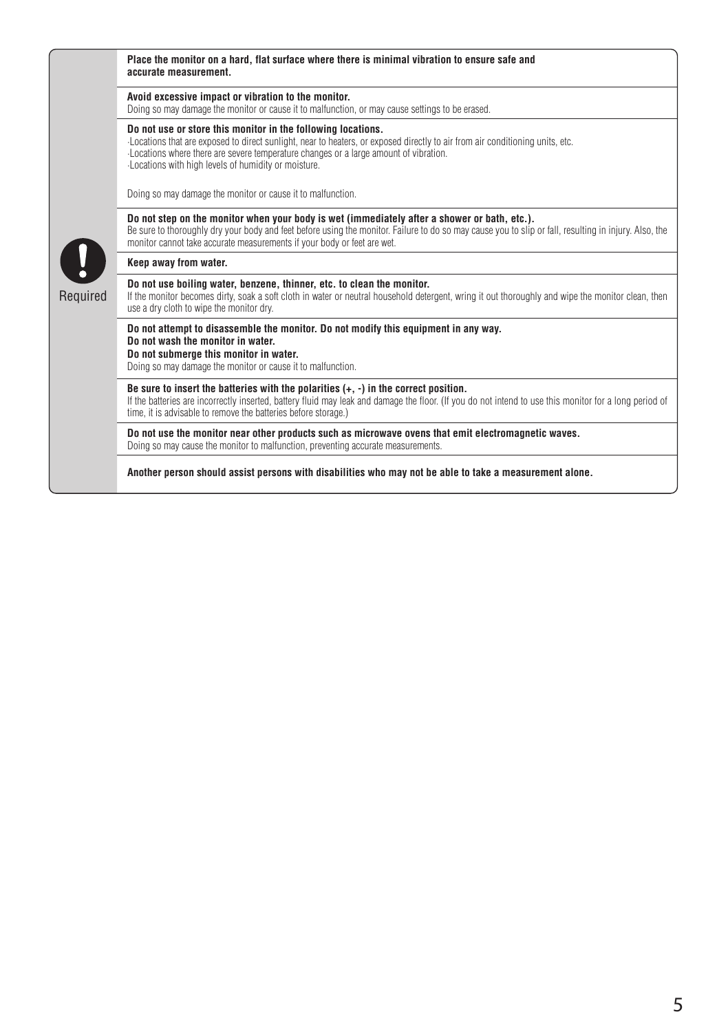| | |
|---|---|
| **Required** | **Place the monitor on a hard, flat surface where there is minimal vibration to ensure safe and accurate measurement.** |
| | **Avoid excessive impact or vibration to the monitor.**<br>Doing so may damage the monitor or cause it to malfunction, or may cause settings to be erased. |
| | **Do not use or store this monitor in the following locations.**<br>·Locations that are exposed to direct sunlight, near to heaters, or exposed directly to air from air conditioning units, etc.<br>·Locations where there are severe temperature changes or a large amount of vibration.<br>·Locations with high levels of humidity or moisture.<br><br>Doing so may damage the monitor or cause it to malfunction. |
| | **Do not step on the monitor when your body is wet (immediately after a shower or bath, etc.).**<br>Be sure to thoroughly dry your body and feet before using the monitor. Failure to do so may cause you to slip or fall, resulting in injury. Also, the monitor cannot take accurate measurements if your body or feet are wet. |
| | **Keep away from water.** |
| | **Do not use boiling water, benzene, thinner, etc. to clean the monitor.**<br>If the monitor becomes dirty, soak a soft cloth in water or neutral household detergent, wring it out thoroughly and wipe the monitor clean, then use a dry cloth to wipe the monitor dry. |
| | **Do not attempt to disassemble the monitor. Do not modify this equipment in any way.**<br>**Do not wash the monitor in water.**<br>**Do not submerge this monitor in water.**<br>Doing so may damage the monitor or cause it to malfunction. |
| | **Be sure to insert the batteries with the polarities (+, -) in the correct position.**<br>If the batteries are incorrectly inserted, battery fluid may leak and damage the floor. (If you do not intend to use this monitor for a long period of time, it is advisable to remove the batteries before storage.) |
| | **Do not use the monitor near other products such as microwave ovens that emit electromagnetic waves.**<br>Doing so may cause the monitor to malfunction, preventing accurate measurements. |
| | **Another person should assist persons with disabilities who may not be able to take a measurement alone.** |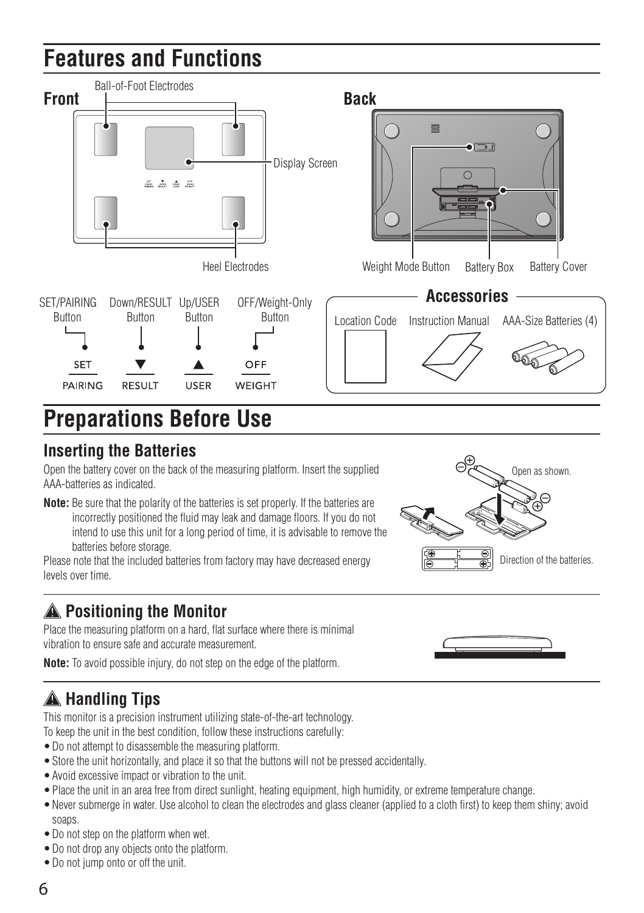# Features and Functions

## Front

Ball-of-Foot Electrodes

Display Screen

Heel Electrodes

## Back

Weight Mode Button

Battery Box

Battery Cover

SET/PAIRING Button

Down/RESULT Button

Up/USER Button

OFF/Weight-Only Button

SET PAIRING

▼ RESULT

▲ USER

OFF WEIGHT

## Accessories

Location Code

Instruction Manual

AAA-Size Batteries (4)

# Preparations Before Use

## Inserting the Batteries

Open the battery cover on the back of the measuring platform. Insert the supplied AAA-batteries as indicated.

**Note:** Be sure that the polarity of the batteries is set properly. If the batteries are incorrectly positioned the fluid may leak and damage floors. If you do not intend to use this unit for a long period of time, it is advisable to remove the batteries before storage.

Please note that the included batteries from factory may have decreased energy levels over time.

Open as shown.

Direction of the batteries.

## ⚠ Positioning the Monitor

Place the measuring platform on a hard, flat surface where there is minimal vibration to ensure safe and accurate measurement.

**Note:** To avoid possible injury, do not step on the edge of the platform.

## ⚠ Handling Tips

This monitor is a precision instrument utilizing state-of-the-art technology.
To keep the unit in the best condition, follow these instructions carefully:

- Do not attempt to disassemble the measuring platform.
- Store the unit horizontally, and place it so that the buttons will not be pressed accidentally.
- Avoid excessive impact or vibration to the unit.
- Place the unit in an area free from direct sunlight, heating equipment, high humidity, or extreme temperature change.
- Never submerge in water. Use alcohol to clean the electrodes and glass cleaner (applied to a cloth first) to keep them shiny; avoid soaps.
- Do not step on the platform when wet.
- Do not drop any objects onto the platform.
- Do not jump onto or off the unit.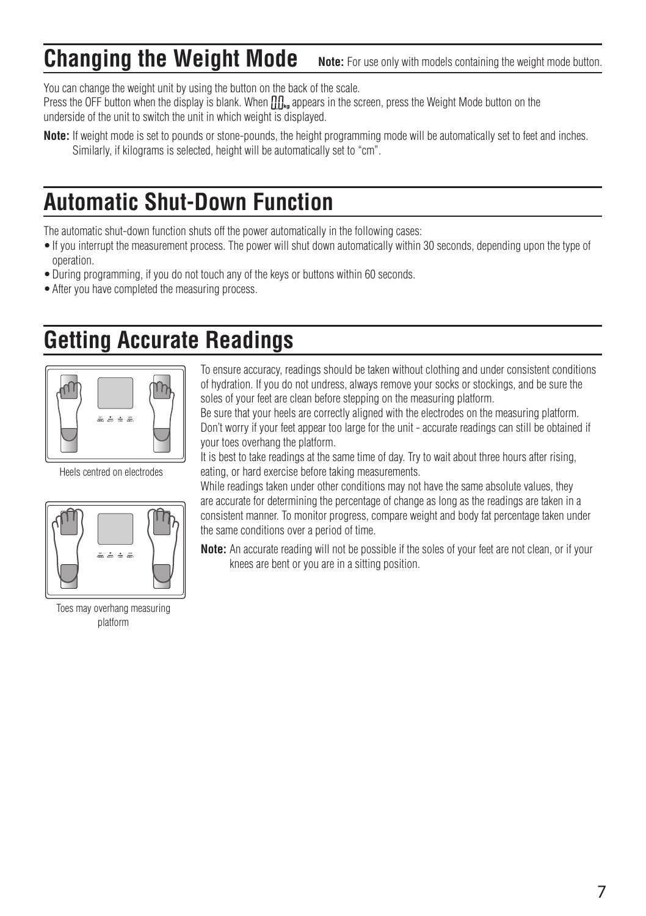## Changing the Weight Mode

**Note:** For use only with models containing the weight mode button.

You can change the weight unit by using the button on the back of the scale.
Press the OFF button when the display is blank. When 0.0kg appears in the screen, press the Weight Mode button on the underside of the unit to switch the unit in which weight is displayed.

**Note:** If weight mode is set to pounds or stone-pounds, the height programming mode will be automatically set to feet and inches. Similarly, if kilograms is selected, height will be automatically set to "cm".

## Automatic Shut-Down Function

The automatic shut-down function shuts off the power automatically in the following cases:

- If you interrupt the measurement process. The power will shut down automatically within 30 seconds, depending upon the type of operation.
- During programming, if you do not touch any of the keys or buttons within 60 seconds.
- After you have completed the measuring process.

## Getting Accurate Readings

Heels centred on electrodes

Toes may overhang measuring platform

To ensure accuracy, readings should be taken without clothing and under consistent conditions of hydration. If you do not undress, always remove your socks or stockings, and be sure the soles of your feet are clean before stepping on the measuring platform.
Be sure that your heels are correctly aligned with the electrodes on the measuring platform. Don't worry if your feet appear too large for the unit - accurate readings can still be obtained if your toes overhang the platform.
It is best to take readings at the same time of day. Try to wait about three hours after rising, eating, or hard exercise before taking measurements.
While readings taken under other conditions may not have the same absolute values, they are accurate for determining the percentage of change as long as the readings are taken in a consistent manner. To monitor progress, compare weight and body fat percentage taken under the same conditions over a period of time.

**Note:** An accurate reading will not be possible if the soles of your feet are not clean, or if your knees are bent or you are in a sitting position.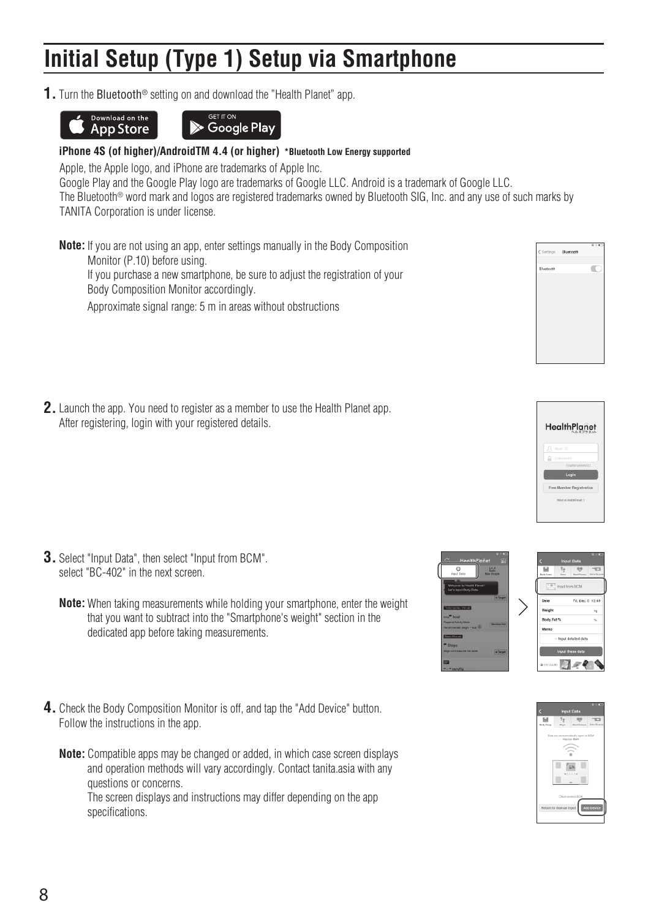# Initial Setup (Type 1) Setup via Smartphone

**1.** Turn the Bluetooth® setting on and download the "Health Planet" app.

**iPhone 4S (of higher)/AndroidTM 4.4 (or higher)** **\*Bluetooth Low Energy supported**

Apple, the Apple logo, and iPhone are trademarks of Apple Inc.
Google Play and the Google Play logo are trademarks of Google LLC. Android is a trademark of Google LLC.
The Bluetooth® word mark and logos are registered trademarks owned by Bluetooth SIG, Inc. and any use of such marks by TANITA Corporation is under license.

**Note:** If you are not using an app, enter settings manually in the Body Composition Monitor (P.10) before using.
If you purchase a new smartphone, be sure to adjust the registration of your Body Composition Monitor accordingly.
Approximate signal range: 5 m in areas without obstructions

**2.** Launch the app. You need to register as a member to use the Health Planet app.
After registering, login with your registered details.

**3.** Select "Input Data", then select "Input from BCM".
select "BC-402" in the next screen.

**Note:** When taking measurements while holding your smartphone, enter the weight that you want to subtract into the "Smartphone's weight" section in the dedicated app before taking measurements.

**4.** Check the Body Composition Monitor is off, and tap the "Add Device" button.
Follow the instructions in the app.

**Note:** Compatible apps may be changed or added, in which case screen displays and operation methods will vary accordingly. Contact tanita.asia with any questions or concerns.
The screen displays and instructions may differ depending on the app specifications.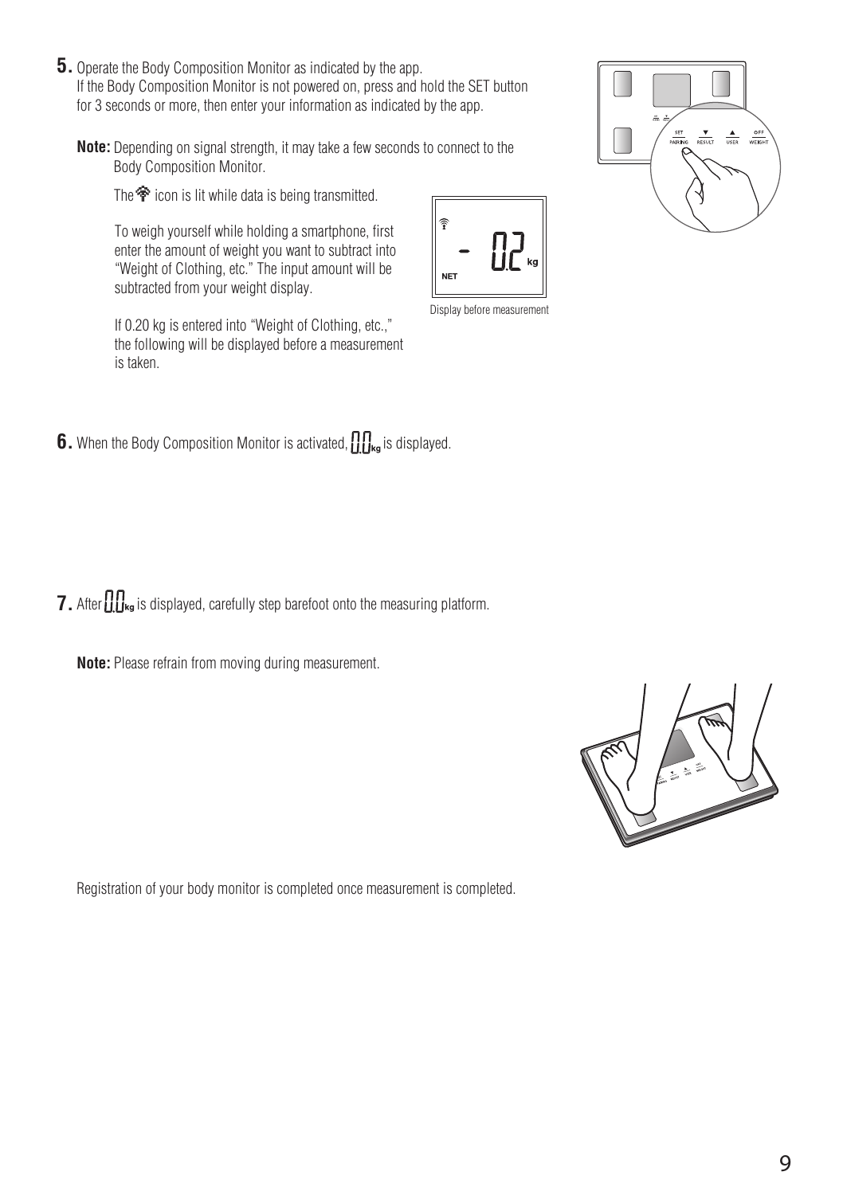5. Operate the Body Composition Monitor as indicated by the app.
If the Body Composition Monitor is not powered on, press and hold the SET button for 3 seconds or more, then enter your information as indicated by the app.

**Note:** Depending on signal strength, it may take a few seconds to connect to the Body Composition Monitor.

The icon is lit while data is being transmitted.

To weigh yourself while holding a smartphone, first enter the amount of weight you want to subtract into "Weight of Clothing, etc." The input amount will be subtracted from your weight display.

If 0.20 kg is entered into "Weight of Clothing, etc.," the following will be displayed before a measurement is taken.

Display before measurement

6. When the Body Composition Monitor is activated, 0.0 kg is displayed.

7. After 0.0 kg is displayed, carefully step barefoot onto the measuring platform.

**Note:** Please refrain from moving during measurement.

Registration of your body monitor is completed once measurement is completed.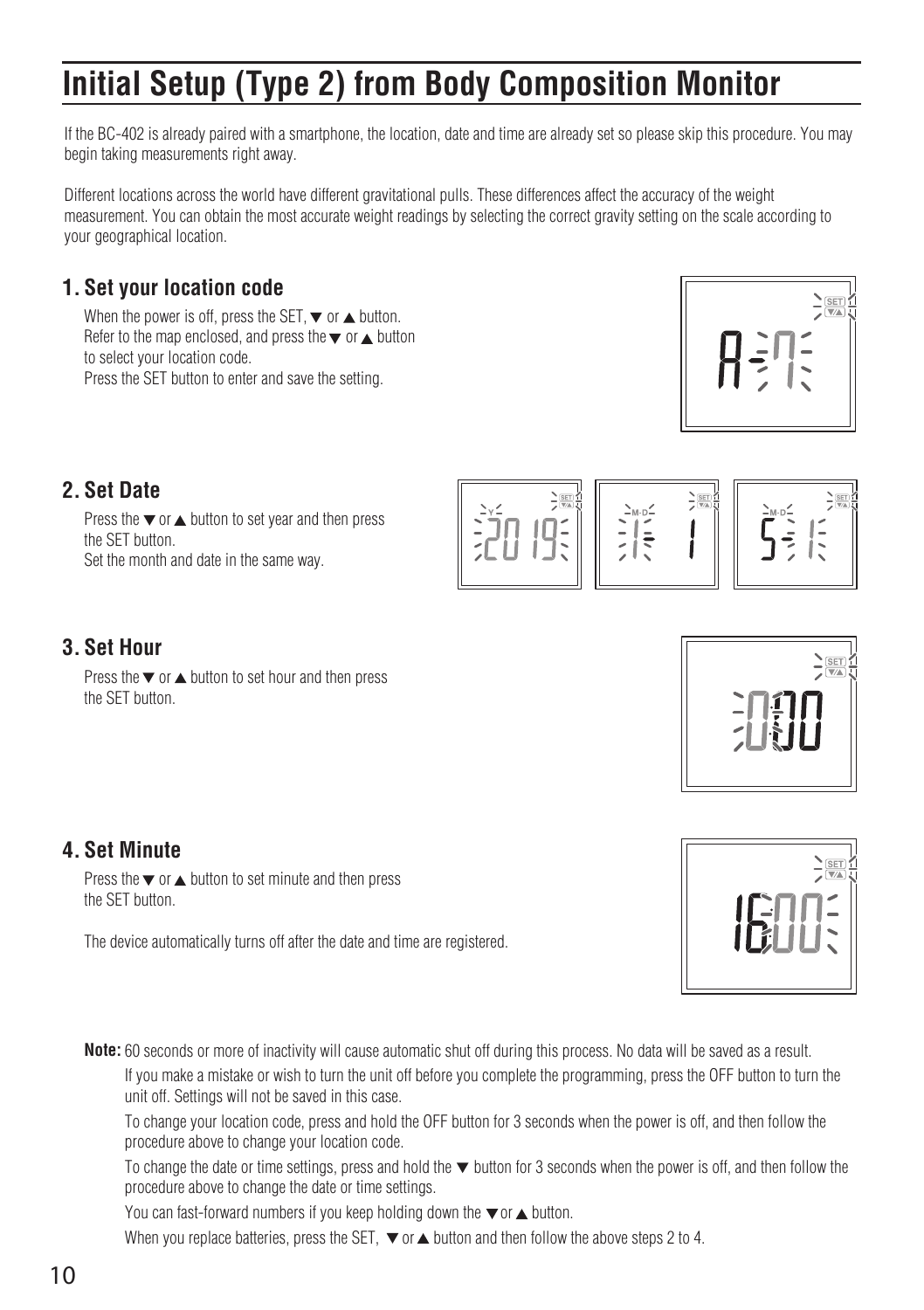# Initial Setup (Type 2) from Body Composition Monitor

If the BC-402 is already paired with a smartphone, the location, date and time are already set so please skip this procedure. You may begin taking measurements right away.

Different locations across the world have different gravitational pulls. These differences affect the accuracy of the weight measurement. You can obtain the most accurate weight readings by selecting the correct gravity setting on the scale according to your geographical location.

## 1. Set your location code

When the power is off, press the SET, ▼ or ▲ button.
Refer to the map enclosed, and press the ▼ or ▲ button to select your location code.
Press the SET button to enter and save the setting.

## 2. Set Date

Press the ▼ or ▲ button to set year and then press the SET button.
Set the month and date in the same way.

## 3. Set Hour

Press the ▼ or ▲ button to set hour and then press the SET button.

## 4. Set Minute

Press the ▼ or ▲ button to set minute and then press the SET button.

The device automatically turns off after the date and time are registered.

**Note:** 60 seconds or more of inactivity will cause automatic shut off during this process. No data will be saved as a result.

If you make a mistake or wish to turn the unit off before you complete the programming, press the OFF button to turn the unit off. Settings will not be saved in this case.

To change your location code, press and hold the OFF button for 3 seconds when the power is off, and then follow the procedure above to change your location code.

To change the date or time settings, press and hold the ▼ button for 3 seconds when the power is off, and then follow the procedure above to change the date or time settings.

You can fast-forward numbers if you keep holding down the ▼or ▲ button.

When you replace batteries, press the SET, ▼ or ▲ button and then follow the above steps 2 to 4.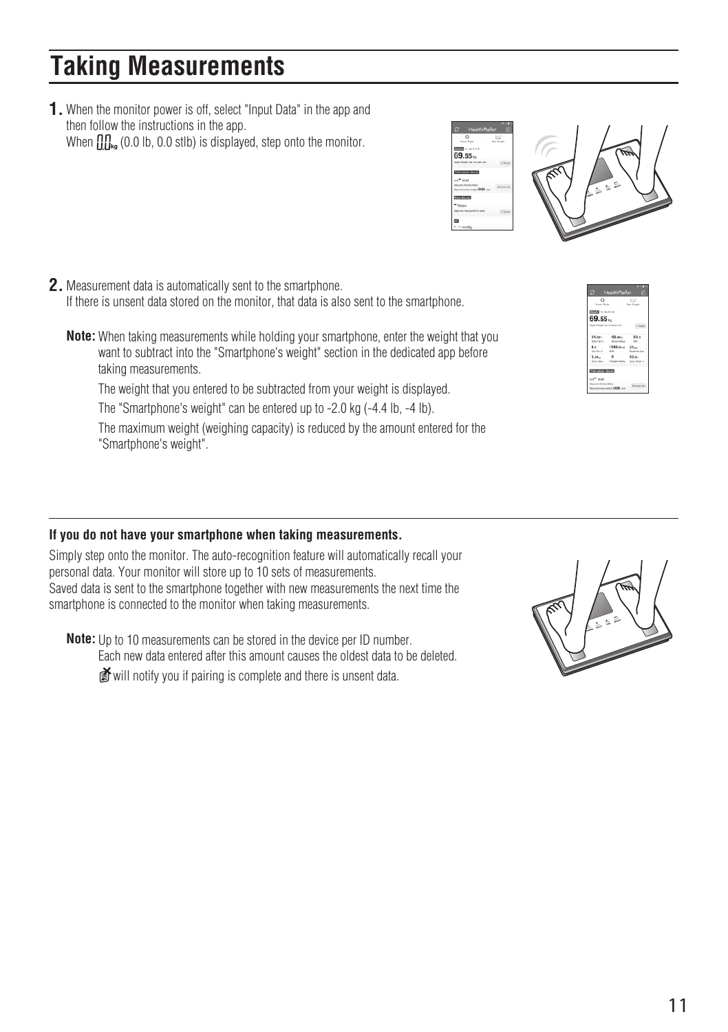# Taking Measurements

**1.** When the monitor power is off, select "Input Data" in the app and then follow the instructions in the app.
When 0.0kg (0.0 lb, 0.0 stlb) is displayed, step onto the monitor.

**2.** Measurement data is automatically sent to the smartphone.
If there is unsent data stored on the monitor, that data is also sent to the smartphone.

**Note:** When taking measurements while holding your smartphone, enter the weight that you want to subtract into the "Smartphone's weight" section in the dedicated app before taking measurements.

The weight that you entered to be subtracted from your weight is displayed.

The "Smartphone's weight" can be entered up to -2.0 kg (-4.4 lb, -4 lb).

The maximum weight (weighing capacity) is reduced by the amount entered for the "Smartphone's weight".

---

**If you do not have your smartphone when taking measurements.**

Simply step onto the monitor. The auto-recognition feature will automatically recall your personal data. Your monitor will store up to 10 sets of measurements.
Saved data is sent to the smartphone together with new measurements the next time the smartphone is connected to the monitor when taking measurements.

**Note:** Up to 10 measurements can be stored in the device per ID number.
Each new data entered after this amount causes the oldest data to be deleted.
will notify you if pairing is complete and there is unsent data.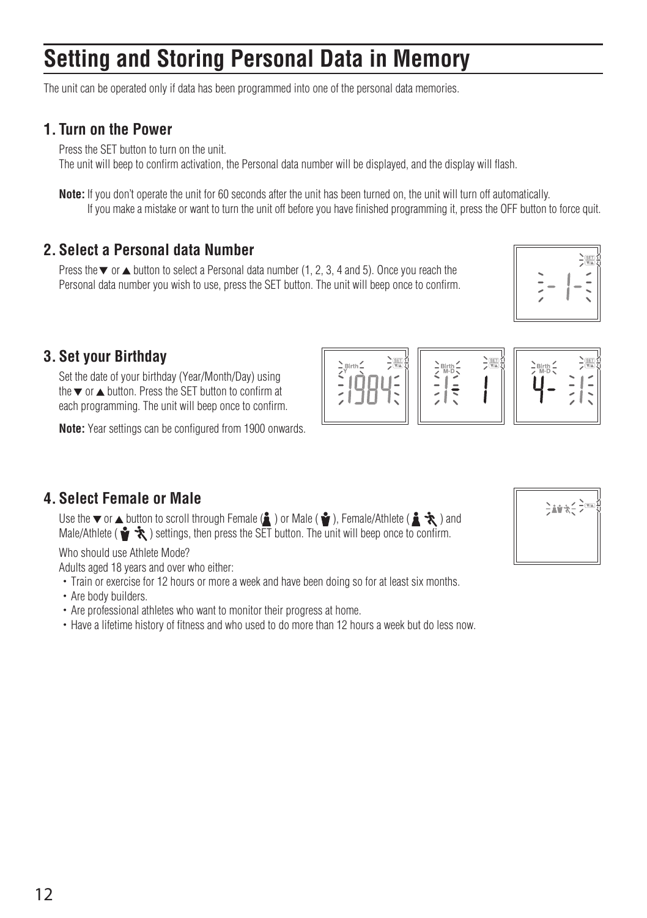# Setting and Storing Personal Data in Memory

The unit can be operated only if data has been programmed into one of the personal data memories.

## 1. Turn on the Power

Press the SET button to turn on the unit.
The unit will beep to confirm activation, the Personal data number will be displayed, and the display will flash.

**Note:** If you don't operate the unit for 60 seconds after the unit has been turned on, the unit will turn off automatically.
If you make a mistake or want to turn the unit off before you have finished programming it, press the OFF button to force quit.

## 2. Select a Personal data Number

Press the ▼ or ▲ button to select a Personal data number (1, 2, 3, 4 and 5). Once you reach the Personal data number you wish to use, press the SET button. The unit will beep once to confirm.

## 3. Set your Birthday

Set the date of your birthday (Year/Month/Day) using the ▼ or ▲ button. Press the SET button to confirm at each programming. The unit will beep once to confirm.

**Note:** Year settings can be configured from 1900 onwards.

## 4. Select Female or Male

Use the ▼ or ▲ button to scroll through Female ( ) or Male ( ), Female/Athlete ( ) and Male/Athlete ( ) settings, then press the SET button. The unit will beep once to confirm.

Who should use Athlete Mode?
Adults aged 18 years and over who either:

- Train or exercise for 12 hours or more a week and have been doing so for at least six months.
- Are body builders.
- Are professional athletes who want to monitor their progress at home.
- Have a lifetime history of fitness and who used to do more than 12 hours a week but do less now.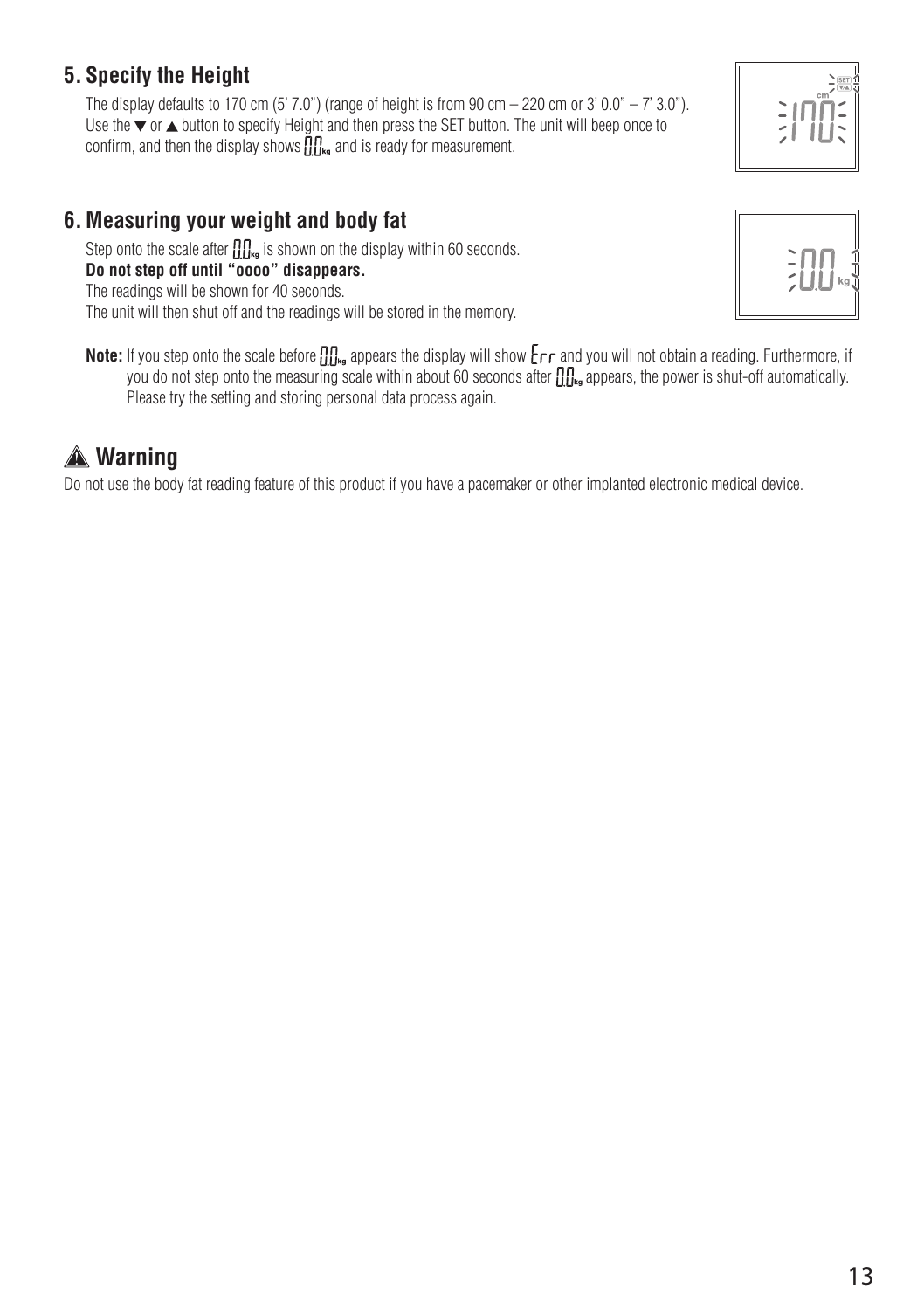## 5. Specify the Height

The display defaults to 170 cm (5' 7.0") (range of height is from 90 cm – 220 cm or 3' 0.0" – 7' 3.0"). Use the ▼ or ▲ button to specify Height and then press the SET button. The unit will beep once to confirm, and then the display shows 0.0kg and is ready for measurement.

## 6. Measuring your weight and body fat

Step onto the scale after 0.0kg is shown on the display within 60 seconds.
**Do not step off until "oooo" disappears.**
The readings will be shown for 40 seconds.
The unit will then shut off and the readings will be stored in the memory.

**Note:** If you step onto the scale before 0.0kg appears the display will show Err and you will not obtain a reading. Furthermore, if you do not step onto the measuring scale within about 60 seconds after 0.0kg appears, the power is shut-off automatically. Please try the setting and storing personal data process again.

## ⚠ Warning

Do not use the body fat reading feature of this product if you have a pacemaker or other implanted electronic medical device.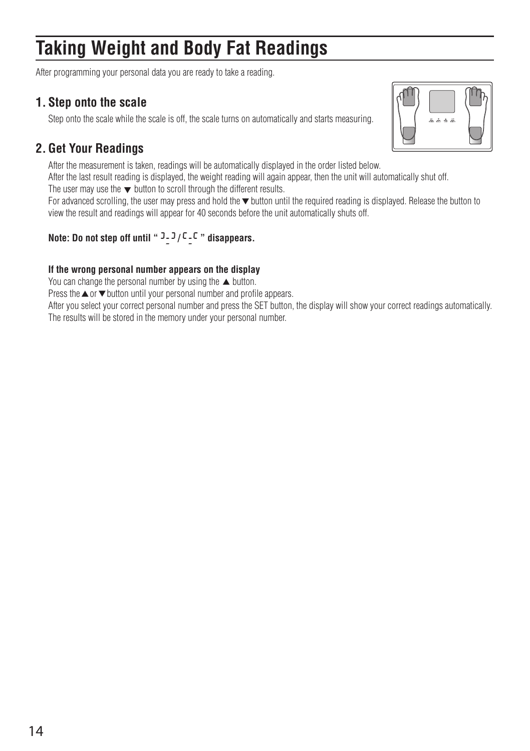# Taking Weight and Body Fat Readings

After programming your personal data you are ready to take a reading.

## 1. Step onto the scale

Step onto the scale while the scale is off, the scale turns on automatically and starts measuring.

## 2. Get Your Readings

After the measurement is taken, readings will be automatically displayed in the order listed below.
After the last result reading is displayed, the weight reading will again appear, then the unit will automatically shut off.
The user may use the ▼ button to scroll through the different results.
For advanced scrolling, the user may press and hold the ▼ button until the required reading is displayed. Release the button to view the result and readings will appear for 40 seconds before the unit automatically shuts off.

**Note: Do not step off until " ]-] / [-[ " disappears.**

**If the wrong personal number appears on the display**

You can change the personal number by using the ▲ button.
Press the ▲ or ▼ button until your personal number and profile appears.
After you select your correct personal number and press the SET button, the display will show your correct readings automatically. The results will be stored in the memory under your personal number.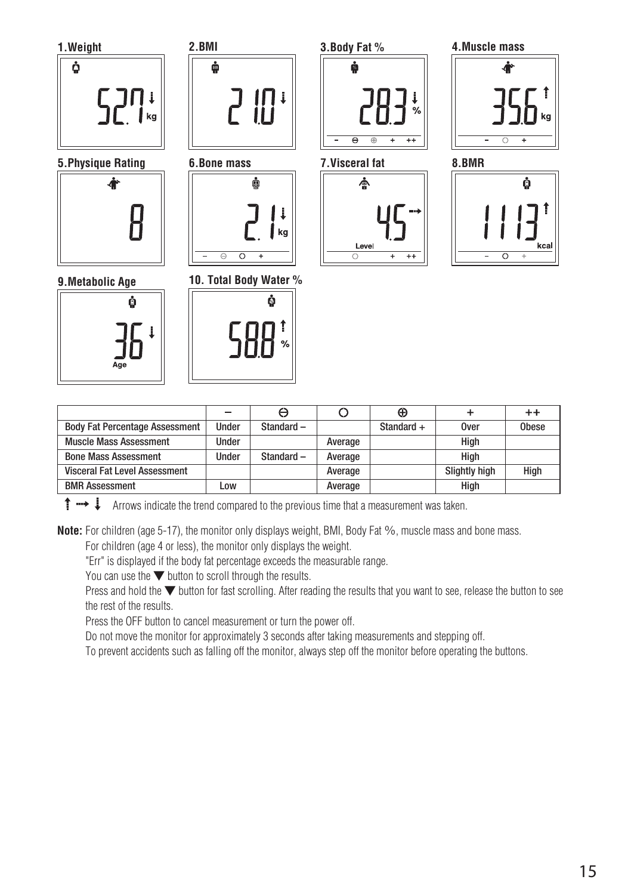**1.Weight**

52.7 kg

**2.BMI**

21.0

**3.Body Fat %**

28.3 %

**4.Muscle mass**

35.6 kg

**5.Physique Rating**

8

**6.Bone mass**

2.1 kg

**7.Visceral fat**

4.5 Level

**8.BMR**

1113 kcal

**9.Metabolic Age**

36 Age

**10. Total Body Water %**

58.8 %

| | – | ⊖ | ○ | ⊕ | + | ++ |
|---|---|---|---|---|---|---|
| Body Fat Percentage Assessment | Under | Standard – | | Standard + | Over | Obese |
| Muscle Mass Assessment | Under | | Average | | High | |
| Bone Mass Assessment | Under | Standard – | Average | | High | |
| Visceral Fat Level Assessment | | | Average | | Slightly high | High |
| BMR Assessment | Low | | Average | | High | |

↑ → ↓ Arrows indicate the trend compared to the previous time that a measurement was taken.

**Note:** For children (age 5-17), the monitor only displays weight, BMI, Body Fat %, muscle mass and bone mass.

For children (age 4 or less), the monitor only displays the weight.

"Err" is displayed if the body fat percentage exceeds the measurable range.

You can use the ▼ button to scroll through the results.

Press and hold the ▼ button for fast scrolling. After reading the results that you want to see, release the button to see the rest of the results.

Press the OFF button to cancel measurement or turn the power off.

Do not move the monitor for approximately 3 seconds after taking measurements and stepping off.

To prevent accidents such as falling off the monitor, always step off the monitor before operating the buttons.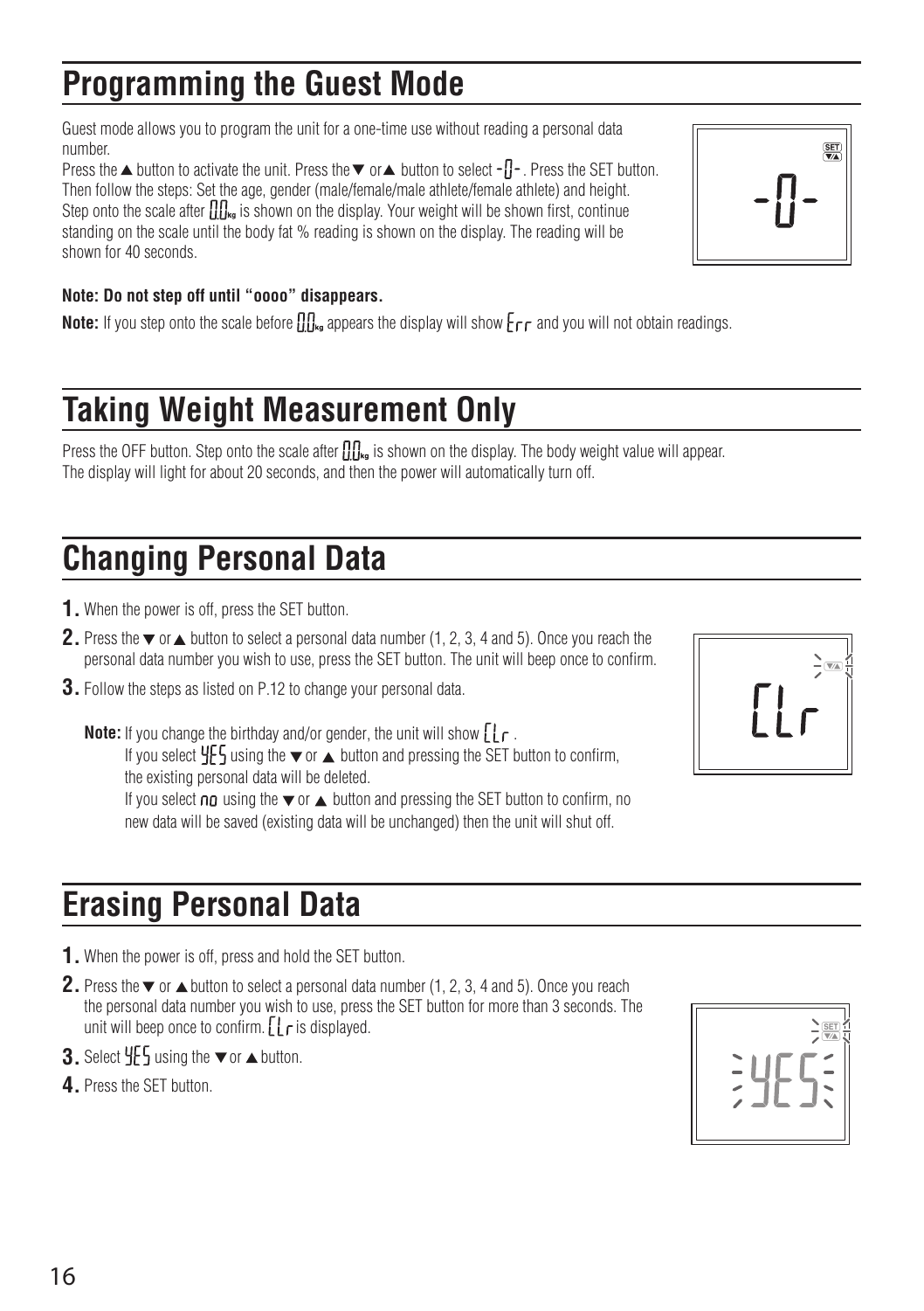# Programming the Guest Mode

Guest mode allows you to program the unit for a one-time use without reading a personal data number.

Press the ▲ button to activate the unit. Press the ▼ or ▲ button to select -0-. Press the SET button. Then follow the steps: Set the age, gender (male/female/male athlete/female athlete) and height. Step onto the scale after 0.0kg is shown on the display. Your weight will be shown first, continue standing on the scale until the body fat % reading is shown on the display. The reading will be shown for 40 seconds.

**Note: Do not step off until "oooo" disappears.**

**Note:** If you step onto the scale before 0.0kg appears the display will show Err and you will not obtain readings.

# Taking Weight Measurement Only

Press the OFF button. Step onto the scale after 0.0kg is shown on the display. The body weight value will appear. The display will light for about 20 seconds, and then the power will automatically turn off.

# Changing Personal Data

1. When the power is off, press the SET button.
2. Press the ▼ or ▲ button to select a personal data number (1, 2, 3, 4 and 5). Once you reach the personal data number you wish to use, press the SET button. The unit will beep once to confirm.
3. Follow the steps as listed on P.12 to change your personal data.

**Note:** If you change the birthday and/or gender, the unit will show CLr.
If you select YES using the ▼ or ▲ button and pressing the SET button to confirm, the existing personal data will be deleted.
If you select no using the ▼ or ▲ button and pressing the SET button to confirm, no new data will be saved (existing data will be unchanged) then the unit will shut off.

# Erasing Personal Data

1. When the power is off, press and hold the SET button.
2. Press the ▼ or ▲ button to select a personal data number (1, 2, 3, 4 and 5). Once you reach the personal data number you wish to use, press the SET button for more than 3 seconds. The unit will beep once to confirm. CLr is displayed.
3. Select YES using the ▼ or ▲ button.
4. Press the SET button.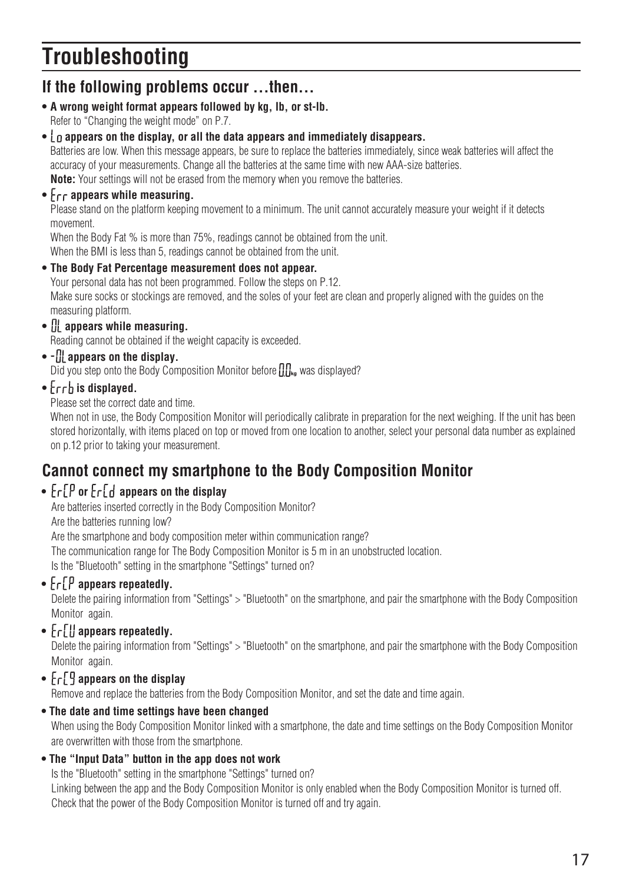# Troubleshooting

## If the following problems occur …then…

- **A wrong weight format appears followed by kg, lb, or st-lb.**
  Refer to "Changing the weight mode" on P.7.
- **Lo appears on the display, or all the data appears and immediately disappears.**
  Batteries are low. When this message appears, be sure to replace the batteries immediately, since weak batteries will affect the accuracy of your measurements. Change all the batteries at the same time with new AAA-size batteries.
  **Note:** Your settings will not be erased from the memory when you remove the batteries.
- **Err appears while measuring.**
  Please stand on the platform keeping movement to a minimum. The unit cannot accurately measure your weight if it detects movement.
  When the Body Fat % is more than 75%, readings cannot be obtained from the unit.
  When the BMI is less than 5, readings cannot be obtained from the unit.
- **The Body Fat Percentage measurement does not appear.**
  Your personal data has not been programmed. Follow the steps on P.12.
  Make sure socks or stockings are removed, and the soles of your feet are clean and properly aligned with the guides on the measuring platform.
- **OL appears while measuring.**
  Reading cannot be obtained if the weight capacity is exceeded.
- **-OL appears on the display.**
  Did you step onto the Body Composition Monitor before 0.0kg was displayed?
- **Errb is displayed.**
  Please set the correct date and time.
  When not in use, the Body Composition Monitor will periodically calibrate in preparation for the next weighing. If the unit has been stored horizontally, with items placed on top or moved from one location to another, select your personal data number as explained on p.12 prior to taking your measurement.

## Cannot connect my smartphone to the Body Composition Monitor

- **ErCP or ErCd appears on the display**
  Are batteries inserted correctly in the Body Composition Monitor?
  Are the batteries running low?
  Are the smartphone and body composition meter within communication range?
  The communication range for The Body Composition Monitor is 5 m in an unobstructed location.
  Is the "Bluetooth" setting in the smartphone "Settings" turned on?
- **ErCP appears repeatedly.**
  Delete the pairing information from "Settings" > "Bluetooth" on the smartphone, and pair the smartphone with the Body Composition Monitor again.
- **ErCU appears repeatedly.**
  Delete the pairing information from "Settings" > "Bluetooth" on the smartphone, and pair the smartphone with the Body Composition Monitor again.
- **ErC9 appears on the display**
  Remove and replace the batteries from the Body Composition Monitor, and set the date and time again.
- **The date and time settings have been changed**
  When using the Body Composition Monitor linked with a smartphone, the date and time settings on the Body Composition Monitor are overwritten with those from the smartphone.
- **The "Input Data" button in the app does not work**
  Is the "Bluetooth" setting in the smartphone "Settings" turned on?
  Linking between the app and the Body Composition Monitor is only enabled when the Body Composition Monitor is turned off. Check that the power of the Body Composition Monitor is turned off and try again.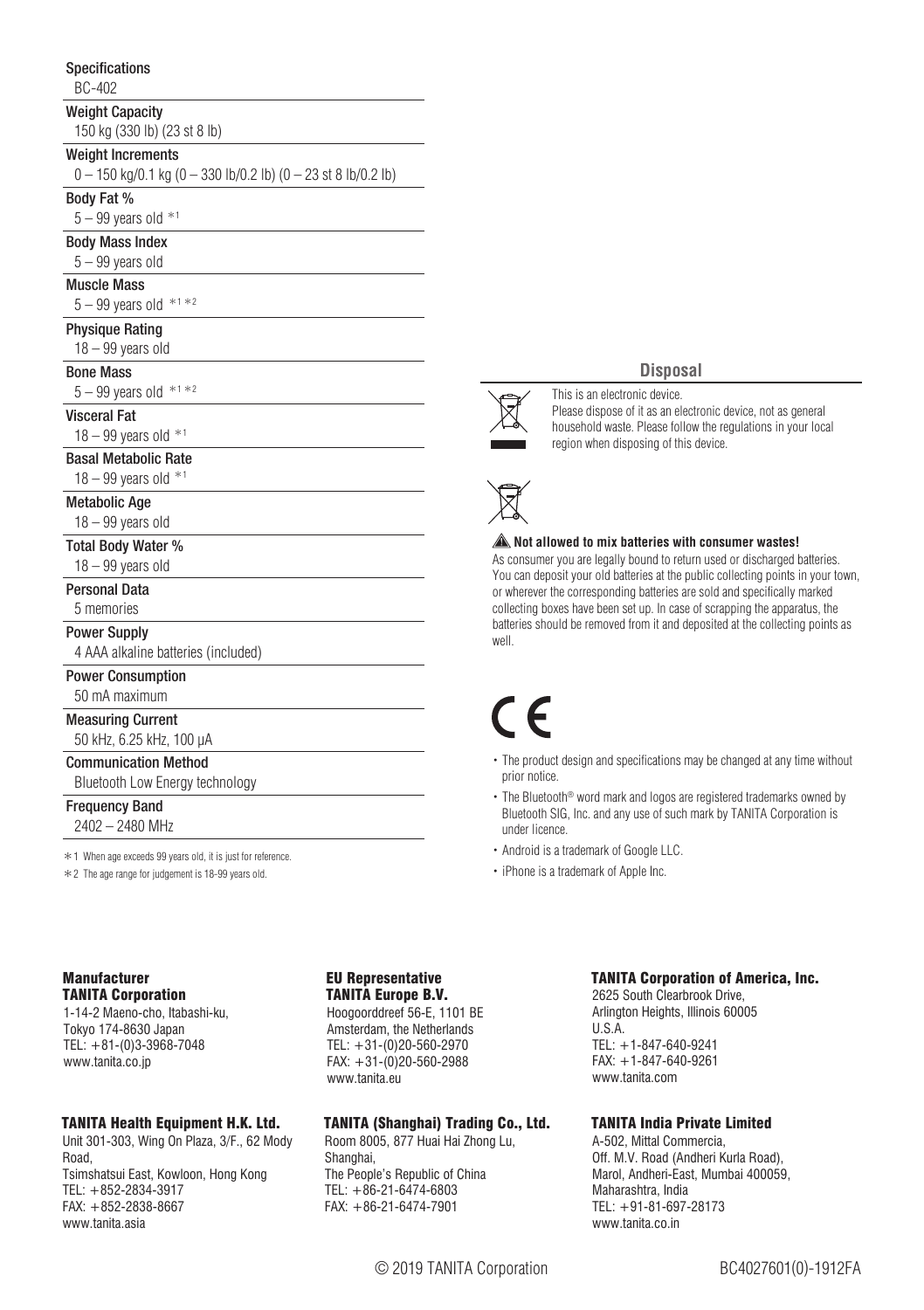## Specifications

| | |
|---|---|
| Specifications | BC-402 |
| Weight Capacity | 150 kg (330 lb) (23 st 8 lb) |
| Weight Increments | 0 – 150 kg/0.1 kg (0 – 330 lb/0.2 lb) (0 – 23 st 8 lb/0.2 lb) |
| Body Fat % | 5 – 99 years old *1 |
| Body Mass Index | 5 – 99 years old |
| Muscle Mass | 5 – 99 years old *1 *2 |
| Physique Rating | 18 – 99 years old |
| Bone Mass | 5 – 99 years old *1 *2 |
| Visceral Fat | 18 – 99 years old *1 |
| Basal Metabolic Rate | 18 – 99 years old *1 |
| Metabolic Age | 18 – 99 years old |
| Total Body Water % | 18 – 99 years old |
| Personal Data | 5 memories |
| Power Supply | 4 AAA alkaline batteries (included) |
| Power Consumption | 50 mA maximum |
| Measuring Current | 50 kHz, 6.25 kHz, 100 μA |
| Communication Method | Bluetooth Low Energy technology |
| Frequency Band | 2402 – 2480 MHz |

*1 When age exceeds 99 years old, it is just for reference.

*2 The age range for judgement is 18-99 years old.

## Disposal

This is an electronic device.
Please dispose of it as an electronic device, not as general household waste. Please follow the regulations in your local region when disposing of this device.

**Not allowed to mix batteries with consumer wastes!**

As consumer you are legally bound to return used or discharged batteries. You can deposit your old batteries at the public collecting points in your town, or wherever the corresponding batteries are sold and specifically marked collecting boxes have been set up. In case of scrapping the apparatus, the batteries should be removed from it and deposited at the collecting points as well.

CE

- The product design and specifications may be changed at any time without prior notice.
- The Bluetooth® word mark and logos are registered trademarks owned by Bluetooth SIG, Inc. and any use of such mark by TANITA Corporation is under licence.
- Android is a trademark of Google LLC.
- iPhone is a trademark of Apple Inc.

**Manufacturer**
**TANITA Corporation**
1-14-2 Maeno-cho, Itabashi-ku,
Tokyo 174-8630 Japan
TEL: +81-(0)3-3968-7048
www.tanita.co.jp

**EU Representative**
**TANITA Europe B.V.**
Hoogoorddreef 56-E, 1101 BE
Amsterdam, the Netherlands
TEL: +31-(0)20-560-2970
FAX: +31-(0)20-560-2988
www.tanita.eu

**TANITA Corporation of America, Inc.**
2625 South Clearbrook Drive,
Arlington Heights, Illinois 60005
U.S.A.
TEL: +1-847-640-9241
FAX: +1-847-640-9261
www.tanita.com

**TANITA Health Equipment H.K. Ltd.**
Unit 301-303, Wing On Plaza, 3/F., 62 Mody Road,
Tsimshatsui East, Kowloon, Hong Kong
TEL: +852-2834-3917
FAX: +852-2838-8667
www.tanita.asia

**TANITA (Shanghai) Trading Co., Ltd.**
Room 8005, 877 Huai Hai Zhong Lu,
Shanghai,
The People's Republic of China
TEL: +86-21-6474-6803
FAX: +86-21-6474-7901

**TANITA India Private Limited**
A-502, Mittal Commercia,
Off. M.V. Road (Andheri Kurla Road),
Marol, Andheri-East, Mumbai 400059,
Maharashtra, India
TEL: +91-81-697-28173
www.tanita.co.in

© 2019 TANITA Corporation

BC4027601(0)-1912FA